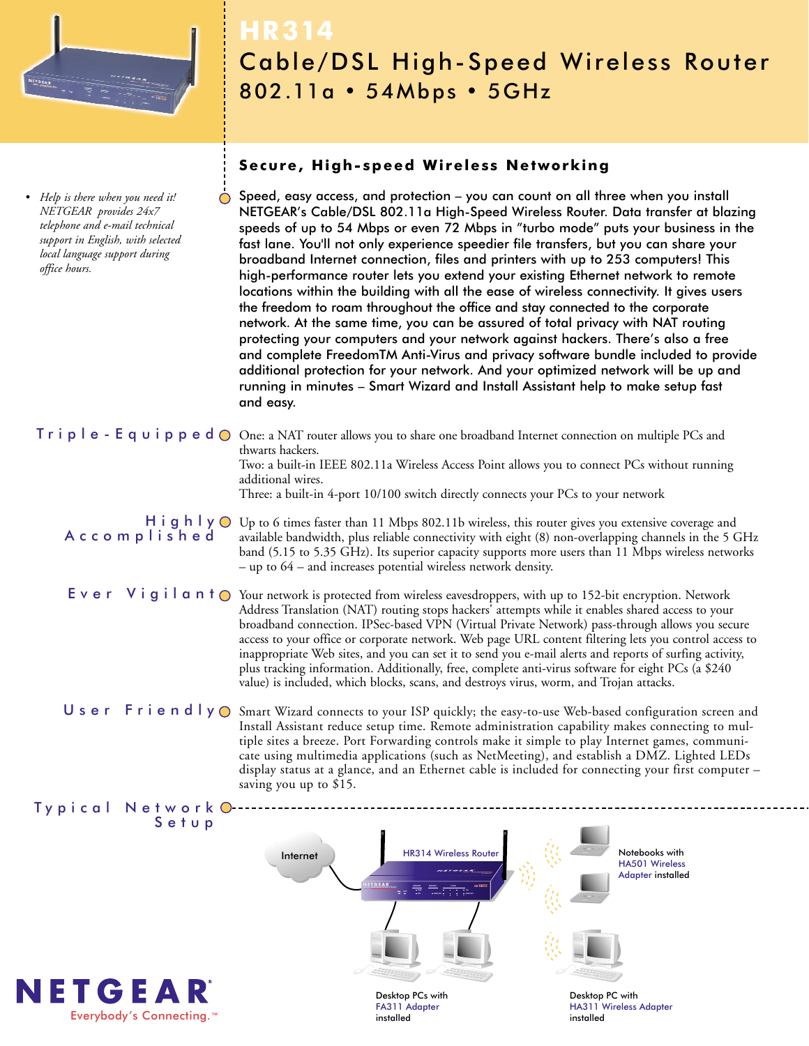# HR314

## Cable/DSL High-Speed Wireless Router

### 802.11a • 54Mbps • 5GHz

- *Help is there when you need it! NETGEAR provides 24x7 telephone and e-mail technical support in English, with selected local language support during office hours.*

### Secure, High-speed Wireless Networking

Speed, easy access, and protection – you can count on all three when you install NETGEAR's Cable/DSL 802.11a High-Speed Wireless Router. Data transfer at blazing speeds of up to 54 Mbps or even 72 Mbps in "turbo mode" puts your business in the fast lane. You'll not only experience speedier file transfers, but you can share your broadband Internet connection, files and printers with up to 253 computers! This high-performance router lets you extend your existing Ethernet network to remote locations within the building with all the ease of wireless connectivity. It gives users the freedom to roam throughout the office and stay connected to the corporate network. At the same time, you can be assured of total privacy with NAT routing protecting your computers and your network against hackers. There's also a free and complete FreedomTM Anti-Virus and privacy software bundle included to provide additional protection for your network. And your optimized network will be up and running in minutes – Smart Wizard and Install Assistant help to make setup fast and easy.

### Triple-Equipped

One: a NAT router allows you to share one broadband Internet connection on multiple PCs and thwarts hackers.
Two: a built-in IEEE 802.11a Wireless Access Point allows you to connect PCs without running additional wires.
Three: a built-in 4-port 10/100 switch directly connects your PCs to your network

### Highly Accomplished

Up to 6 times faster than 11 Mbps 802.11b wireless, this router gives you extensive coverage and available bandwidth, plus reliable connectivity with eight (8) non-overlapping channels in the 5 GHz band (5.15 to 5.35 GHz). Its superior capacity supports more users than 11 Mbps wireless networks – up to 64 – and increases potential wireless network density.

### Ever Vigilant

Your network is protected from wireless eavesdroppers, with up to 152-bit encryption. Network Address Translation (NAT) routing stops hackers' attempts while it enables shared access to your broadband connection. IPSec-based VPN (Virtual Private Network) pass-through allows you secure access to your office or corporate network. Web page URL content filtering lets you control access to inappropriate Web sites, and you can set it to send you e-mail alerts and reports of surfing activity, plus tracking information. Additionally, free, complete anti-virus software for eight PCs (a $240 value) is included, which blocks, scans, and destroys virus, worm, and Trojan attacks.

### User Friendly

Smart Wizard connects to your ISP quickly; the easy-to-use Web-based configuration screen and Install Assistant reduce setup time. Remote administration capability makes connecting to multiple sites a breeze. Port Forwarding controls make it simple to play Internet games, communicate using multimedia applications (such as NetMeeting), and establish a DMZ. Lighted LEDs display status at a glance, and an Ethernet cable is included for connecting your first computer – saving you up to $15.

### Typical Network Setup

Internet

HR314 Wireless Router

Notebooks with HA501 Wireless Adapter installed

Desktop PCs with FA311 Adapter installed

Desktop PC with HA311 Wireless Adapter installed

NETGEAR
Everybody's Connecting.™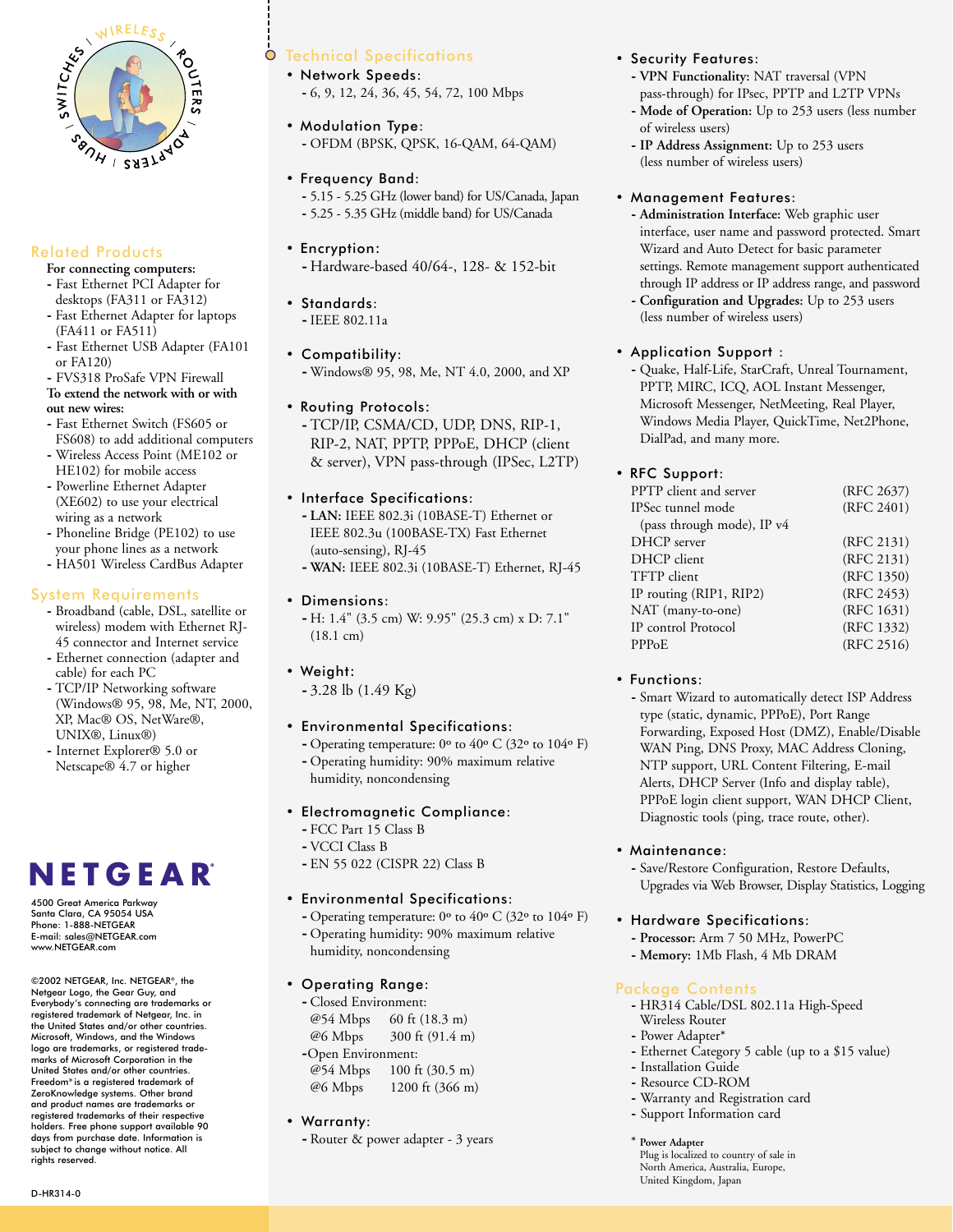## Related Products

**For connecting computers:**

- Fast Ethernet PCI Adapter for desktops (FA311 or FA312)
- Fast Ethernet Adapter for laptops (FA411 or FA511)
- Fast Ethernet USB Adapter (FA101 or FA120)
- FVS318 ProSafe VPN Firewall

**To extend the network with or with out new wires:**

- Fast Ethernet Switch (FS605 or FS608) to add additional computers
- Wireless Access Point (ME102 or HE102) for mobile access
- Powerline Ethernet Adapter (XE602) to use your electrical wiring as a network
- Phoneline Bridge (PE102) to use your phone lines as a network
- HA501 Wireless CardBus Adapter

## System Requirements

- Broadband (cable, DSL, satellite or wireless) modem with Ethernet RJ-45 connector and Internet service
- Ethernet connection (adapter and cable) for each PC
- TCP/IP Networking software (Windows® 95, 98, Me, NT, 2000, XP, Mac® OS, NetWare®, UNIX®, Linux®)
- Internet Explorer® 5.0 or Netscape® 4.7 or higher

**NETGEAR®**

4500 Great America Parkway
Santa Clara, CA 95054 USA
Phone: 1-888-NETGEAR
E-mail: sales@NETGEAR.com
www.NETGEAR.com

©2002 NETGEAR, Inc. NETGEAR®, the Netgear Logo, the Gear Guy, and Everybody's connecting are trademarks or registered trademark of Netgear, Inc. in the United States and/or other countries. Microsoft, Windows, and the Windows logo are trademarks, or registered trademarks of Microsoft Corporation in the United States and/or other countries. Freedom® is a registered trademark of ZeroKnowledge systems. Other brand and product names are trademarks or registered trademarks of their respective holders. Free phone support available 90 days from purchase date. Information is subject to change without notice. All rights reserved.

D-HR314-0

## Technical Specifications

- **Network Speeds:**
  - 6, 9, 12, 24, 36, 45, 54, 72, 100 Mbps
- **Modulation Type:**
  - OFDM (BPSK, QPSK, 16-QAM, 64-QAM)
- **Frequency Band:**
  - 5.15 - 5.25 GHz (lower band) for US/Canada, Japan
  - 5.25 - 5.35 GHz (middle band) for US/Canada
- **Encryption:**
  - Hardware-based 40/64-, 128- & 152-bit
- **Standards:**
  - IEEE 802.11a
- **Compatibility:**
  - Windows® 95, 98, Me, NT 4.0, 2000, and XP
- **Routing Protocols:**
  - TCP/IP, CSMA/CD, UDP, DNS, RIP-1, RIP-2, NAT, PPTP, PPPoE, DHCP (client & server), VPN pass-through (IPSec, L2TP)
- **Interface Specifications:**
  - **LAN:** IEEE 802.3i (10BASE-T) Ethernet or IEEE 802.3u (100BASE-TX) Fast Ethernet (auto-sensing), RJ-45
  - **WAN:** IEEE 802.3i (10BASE-T) Ethernet, RJ-45
- **Dimensions:**
  - H: 1.4" (3.5 cm) W: 9.95" (25.3 cm) x D: 7.1" (18.1 cm)
- **Weight:**
  - 3.28 lb (1.49 Kg)
- **Environmental Specifications:**
  - Operating temperature: 0º to 40º C (32º to 104º F)
  - Operating humidity: 90% maximum relative humidity, noncondensing
- **Electromagnetic Compliance:**
  - FCC Part 15 Class B
  - VCCI Class B
  - EN 55 022 (CISPR 22) Class B
- **Environmental Specifications:**
  - Operating temperature: 0º to 40º C (32º to 104º F)
  - Operating humidity: 90% maximum relative humidity, noncondensing
- **Operating Range:**
  - Closed Environment:
    - @54 Mbps 60 ft (18.3 m)
    - @6 Mbps 300 ft (91.4 m)
  - Open Environment:
    - @54 Mbps 100 ft (30.5 m)
    - @6 Mbps 1200 ft (366 m)
- **Warranty:**
  - Router & power adapter - 3 years
- **Security Features:**
  - **VPN Functionality:** NAT traversal (VPN pass-through) for IPsec, PPTP and L2TP VPNs
  - **Mode of Operation:** Up to 253 users (less number of wireless users)
  - **IP Address Assignment:** Up to 253 users (less number of wireless users)
- **Management Features:**
  - **Administration Interface:** Web graphic user interface, user name and password protected. Smart Wizard and Auto Detect for basic parameter settings. Remote management support authenticated through IP address or IP address range, and password
  - **Configuration and Upgrades:** Up to 253 users (less number of wireless users)
- **Application Support :**
  - Quake, Half-Life, StarCraft, Unreal Tournament, PPTP, MIRC, ICQ, AOL Instant Messenger, Microsoft Messenger, NetMeeting, Real Player, Windows Media Player, QuickTime, Net2Phone, DialPad, and many more.
- **RFC Support:**

| | |
|---|---|
| PPTP client and server | (RFC 2637) |
| IPSec tunnel mode (pass through mode), IP v4 | (RFC 2401) |
| DHCP server | (RFC 2131) |
| DHCP client | (RFC 2131) |
| TFTP client | (RFC 1350) |
| IP routing (RIP1, RIP2) | (RFC 2453) |
| NAT (many-to-one) | (RFC 1631) |
| IP control Protocol | (RFC 1332) |
| PPPoE | (RFC 2516) |

- **Functions:**
  - Smart Wizard to automatically detect ISP Address type (static, dynamic, PPPoE), Port Range Forwarding, Exposed Host (DMZ), Enable/Disable WAN Ping, DNS Proxy, MAC Address Cloning, NTP support, URL Content Filtering, E-mail Alerts, DHCP Server (Info and display table), PPPoE login client support, WAN DHCP Client, Diagnostic tools (ping, trace route, other).
- **Maintenance:**
  - Save/Restore Configuration, Restore Defaults, Upgrades via Web Browser, Display Statistics, Logging
- **Hardware Specifications:**
  - **Processor:** Arm 7 50 MHz, PowerPC
  - **Memory:** 1Mb Flash, 4 Mb DRAM

## Package Contents

- HR314 Cable/DSL 802.11a High-Speed Wireless Router
- Power Adapter*
- Ethernet Category 5 cable (up to a $15 value)
- Installation Guide
- Resource CD-ROM
- Warranty and Registration card
- Support Information card

\* **Power Adapter**
Plug is localized to country of sale in North America, Australia, Europe, United Kingdom, Japan